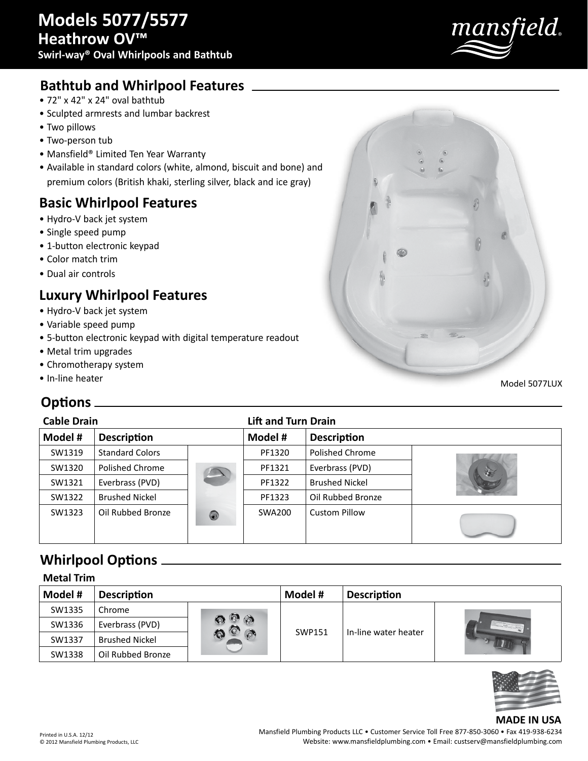# Models 5077/5577
## Heathrow OV™
### Swirl-way® Oval Whirlpools and Bathtub

mansfield®

## Bathtub and Whirlpool Features

- 72" x 42" x 24" oval bathtub
- Sculpted armrests and lumbar backrest
- Two pillows
- Two-person tub
- Mansfield® Limited Ten Year Warranty
- Available in standard colors (white, almond, biscuit and bone) and premium colors (British khaki, sterling silver, black and ice gray)

## Basic Whirlpool Features

- Hydro-V back jet system
- Single speed pump
- 1-button electronic keypad
- Color match trim
- Dual air controls

## Luxury Whirlpool Features

- Hydro-V back jet system
- Variable speed pump
- 5-button electronic keypad with digital temperature readout
- Metal trim upgrades
- Chromotherapy system
- In-line heater

Model 5077LUX

## Options

**Cable Drain**

| Model # | Description |
|---|---|
| SW1319 | Standard Colors |
| SW1320 | Polished Chrome |
| SW1321 | Everbrass (PVD) |
| SW1322 | Brushed Nickel |
| SW1323 | Oil Rubbed Bronze |

**Lift and Turn Drain**

| Model # | Description |
|---|---|
| PF1320 | Polished Chrome |
| PF1321 | Everbrass (PVD) |
| PF1322 | Brushed Nickel |
| PF1323 | Oil Rubbed Bronze |
| SWA200 | Custom Pillow |

## Whirlpool Options

**Metal Trim**

| Model # | Description |
|---|---|
| SW1335 | Chrome |
| SW1336 | Everbrass (PVD) |
| SW1337 | Brushed Nickel |
| SW1338 | Oil Rubbed Bronze |

| Model # | Description |
|---|---|
| SWP151 | In-line water heater |

**MADE IN USA**

Printed in U.S.A. 12/12
© 2012 Mansfield Plumbing Products, LLC

Mansfield Plumbing Products LLC • Customer Service Toll Free 877-850-3060 • Fax 419-938-6234
Website: www.mansfieldplumbing.com • Email: custserv@mansfieldplumbing.com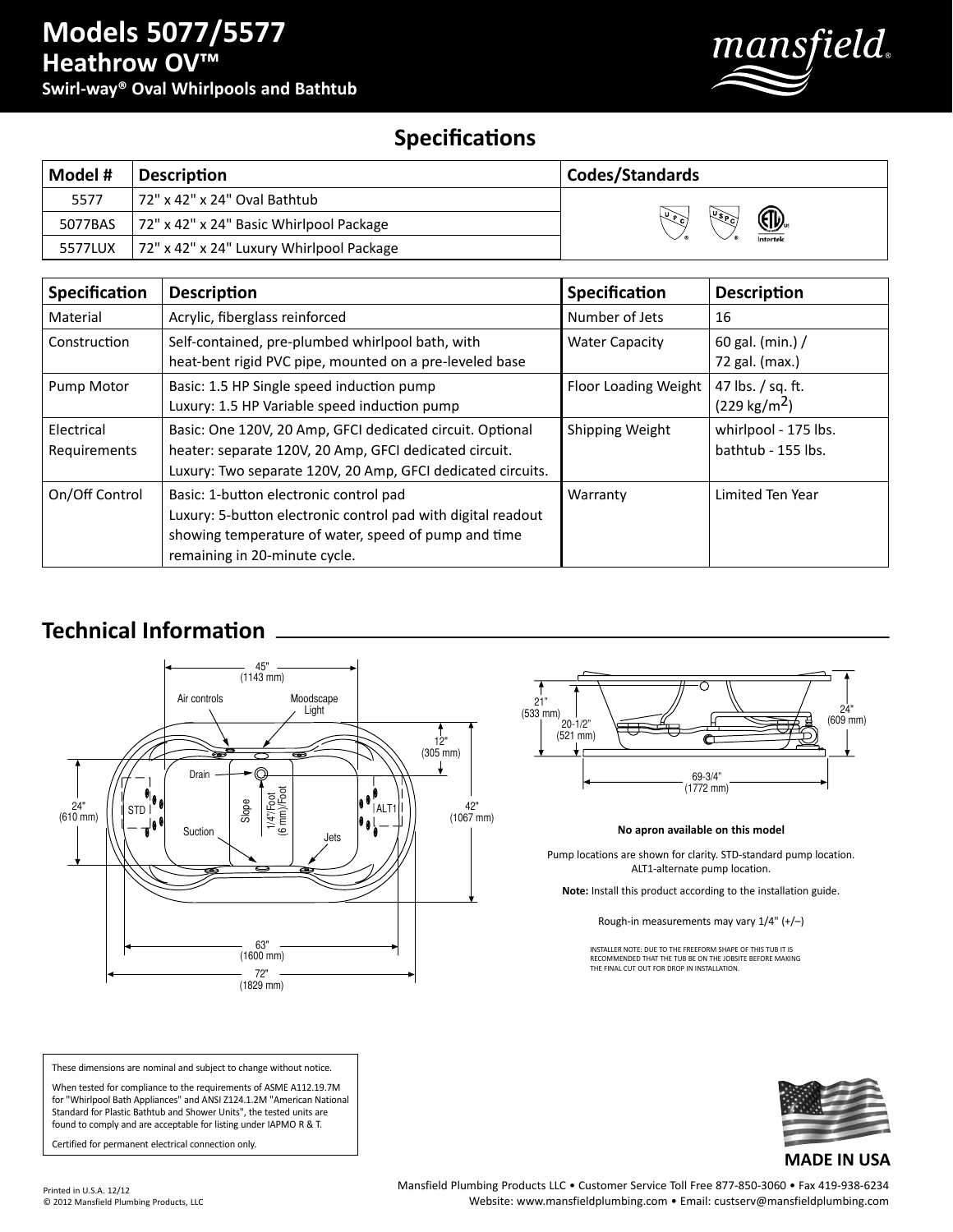# Models 5077/5577

## Heathrow OV™

### Swirl-way® Oval Whirlpools and Bathtub

mansfield®

## Specifications

| Model # | Description | Codes/Standards |
|---|---|---|
| 5577 | 72" x 42" x 24" Oval Bathtub | UPC® USPC® ETL Intertek |
| 5077BAS | 72" x 42" x 24" Basic Whirlpool Package | |
| 5577LUX | 72" x 42" x 24" Luxury Whirlpool Package | |

| Specification | Description | Specification | Description |
|---|---|---|---|
| Material | Acrylic, fiberglass reinforced | Number of Jets | 16 |
| Construction | Self-contained, pre-plumbed whirlpool bath, with heat-bent rigid PVC pipe, mounted on a pre-leveled base | Water Capacity | 60 gal. (min.) / 72 gal. (max.) |
| Pump Motor | Basic: 1.5 HP Single speed induction pump<br>Luxury: 1.5 HP Variable speed induction pump | Floor Loading Weight | 47 lbs. / sq. ft. (229 kg/$m^2$) |
| Electrical Requirements | Basic: One 120V, 20 Amp, GFCI dedicated circuit. Optional heater: separate 120V, 20 Amp, GFCI dedicated circuit.<br>Luxury: Two separate 120V, 20 Amp, GFCI dedicated circuits. | Shipping Weight | whirlpool - 175 lbs.<br>bathtub - 155 lbs. |
| On/Off Control | Basic: 1-button electronic control pad<br>Luxury: 5-button electronic control pad with digital readout showing temperature of water, speed of pump and time remaining in 20-minute cycle. | Warranty | Limited Ten Year |

## Technical Information

45" (1143 mm)
Air controls
Moodscape Light
12" (305 mm)
Drain
24" (610 mm)
STD
Slope
1/4"/Foot (6 mm)/Foot
ALT1
42" (1067 mm)
Suction
Jets
63" (1600 mm)
72" (1829 mm)

21" (533 mm)
20-1/2" (521 mm)
24" (609 mm)
69-3/4" (1772 mm)

**No apron available on this model**

Pump locations are shown for clarity. STD-standard pump location. ALT1-alternate pump location.

**Note:** Install this product according to the installation guide.

Rough-in measurements may vary 1/4" (+/–)

INSTALLER NOTE: DUE TO THE FREEFORM SHAPE OF THIS TUB IT IS RECOMMENDED THAT THE TUB BE ON THE JOBSITE BEFORE MAKING THE FINAL CUT OUT FOR DROP IN INSTALLATION.

These dimensions are nominal and subject to change without notice.

When tested for compliance to the requirements of ASME A112.19.7M for "Whirlpool Bath Appliances" and ANSI Z124.1.2M "American National Standard for Plastic Bathtub and Shower Units", the tested units are found to comply and are acceptable for listing under IAPMO R & T.

Certified for permanent electrical connection only.

**MADE IN USA**

Printed in U.S.A. 12/12
© 2012 Mansfield Plumbing Products, LLC

Mansfield Plumbing Products LLC • Customer Service Toll Free 877-850-3060 • Fax 419-938-6234
Website: www.mansfieldplumbing.com • Email: custserv@mansfieldplumbing.com